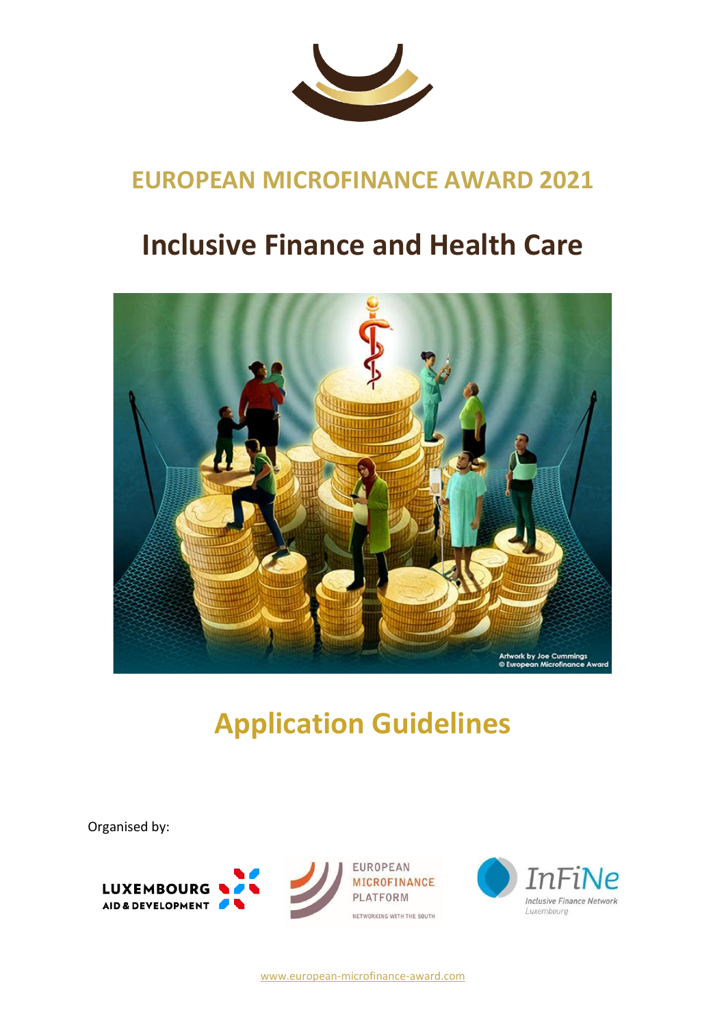# EUROPEAN MICROFINANCE AWARD 2021

# Inclusive Finance and Health Care

Artwork by Joe Cummings
© European Microfinance Award

# Application Guidelines

Organised by:

LUXEMBOURG AID & DEVELOPMENT

EUROPEAN MICROFINANCE PLATFORM
NETWORKING WITH THE SOUTH

InFiNe
Inclusive Finance Network
Luxembourg

www.european-microfinance-award.com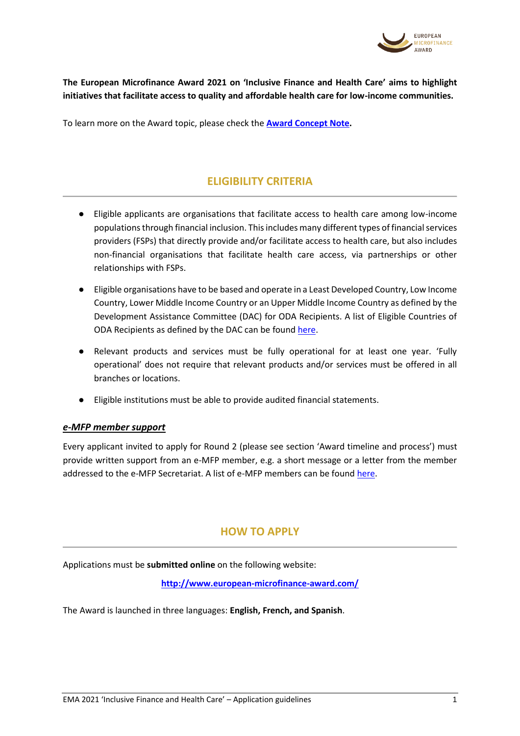**The European Microfinance Award 2021 on 'Inclusive Finance and Health Care' aims to highlight initiatives that facilitate access to quality and affordable health care for low-income communities.**

To learn more on the Award topic, please check the **[Award Concept Note](#).**

## ELIGIBILITY CRITERIA

- Eligible applicants are organisations that facilitate access to health care among low-income populations through financial inclusion. This includes many different types of financial services providers (FSPs) that directly provide and/or facilitate access to health care, but also includes non-financial organisations that facilitate health care access, via partnerships or other relationships with FSPs.
- Eligible organisations have to be based and operate in a Least Developed Country, Low Income Country, Lower Middle Income Country or an Upper Middle Income Country as defined by the Development Assistance Committee (DAC) for ODA Recipients. A list of Eligible Countries of ODA Recipients as defined by the DAC can be found [here](#).
- Relevant products and services must be fully operational for at least one year. 'Fully operational' does not require that relevant products and/or services must be offered in all branches or locations.
- Eligible institutions must be able to provide audited financial statements.

### ***e-MFP member support***

Every applicant invited to apply for Round 2 (please see section 'Award timeline and process') must provide written support from an e-MFP member, e.g. a short message or a letter from the member addressed to the e-MFP Secretariat. A list of e-MFP members can be found [here](#).

## HOW TO APPLY

Applications must be **submitted online** on the following website:

**http://www.european-microfinance-award.com/**

The Award is launched in three languages: **English, French, and Spanish**.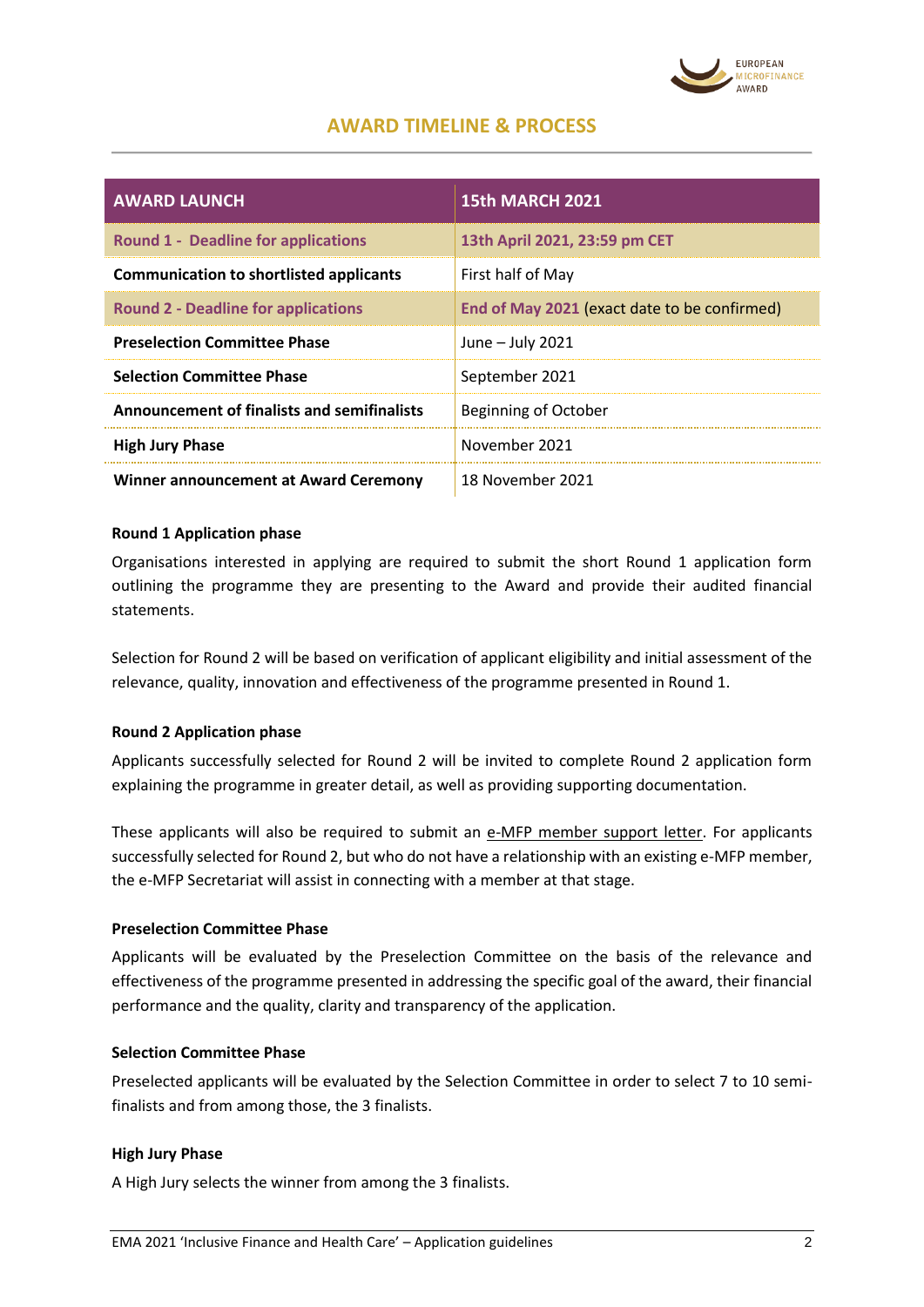## AWARD TIMELINE & PROCESS

| AWARD LAUNCH | 15th MARCH 2021 |
|---|---|
| Round 1 - Deadline for applications | 13th April 2021, 23:59 pm CET |
| Communication to shortlisted applicants | First half of May |
| Round 2 - Deadline for applications | End of May 2021 (exact date to be confirmed) |
| Preselection Committee Phase | June – July 2021 |
| Selection Committee Phase | September 2021 |
| Announcement of finalists and semifinalists | Beginning of October |
| High Jury Phase | November 2021 |
| Winner announcement at Award Ceremony | 18 November 2021 |

**Round 1 Application phase**

Organisations interested in applying are required to submit the short Round 1 application form outlining the programme they are presenting to the Award and provide their audited financial statements.

Selection for Round 2 will be based on verification of applicant eligibility and initial assessment of the relevance, quality, innovation and effectiveness of the programme presented in Round 1.

**Round 2 Application phase**

Applicants successfully selected for Round 2 will be invited to complete Round 2 application form explaining the programme in greater detail, as well as providing supporting documentation.

These applicants will also be required to submit an e-MFP member support letter. For applicants successfully selected for Round 2, but who do not have a relationship with an existing e-MFP member, the e-MFP Secretariat will assist in connecting with a member at that stage.

**Preselection Committee Phase**

Applicants will be evaluated by the Preselection Committee on the basis of the relevance and effectiveness of the programme presented in addressing the specific goal of the award, their financial performance and the quality, clarity and transparency of the application.

**Selection Committee Phase**

Preselected applicants will be evaluated by the Selection Committee in order to select 7 to 10 semi-finalists and from among those, the 3 finalists.

**High Jury Phase**

A High Jury selects the winner from among the 3 finalists.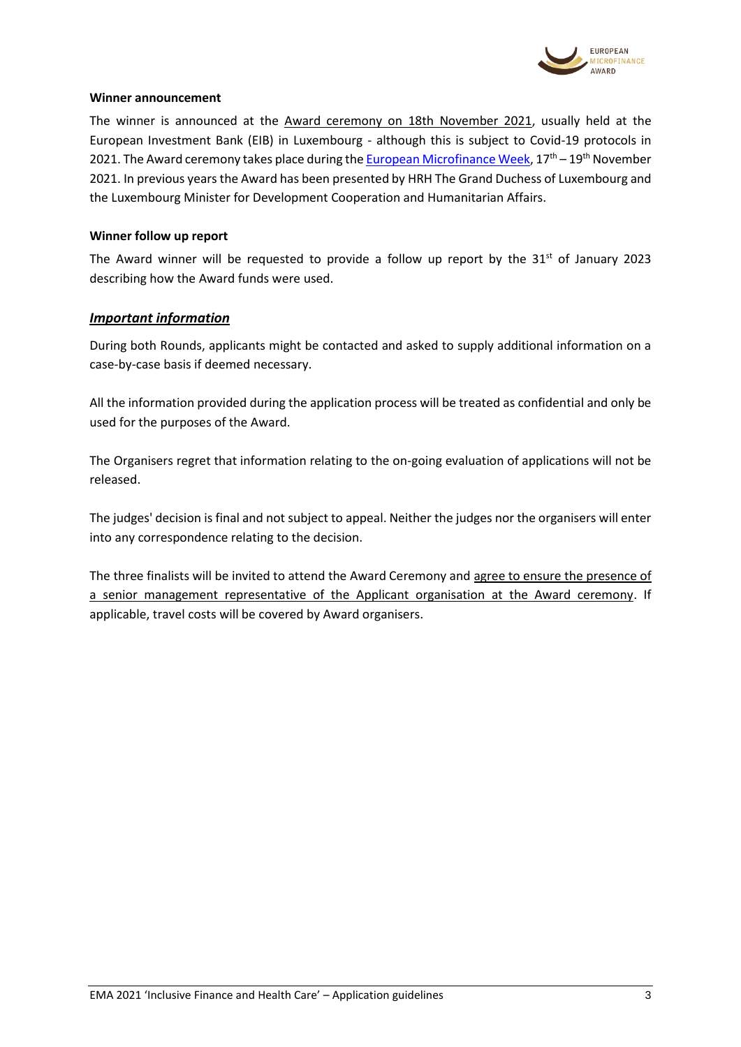**Winner announcement**

The winner is announced at the Award ceremony on 18th November 2021, usually held at the European Investment Bank (EIB) in Luxembourg - although this is subject to Covid-19 protocols in 2021. The Award ceremony takes place during the [European Microfinance Week](), 17th – 19th November 2021. In previous years the Award has been presented by HRH The Grand Duchess of Luxembourg and the Luxembourg Minister for Development Cooperation and Humanitarian Affairs.

**Winner follow up report**

The Award winner will be requested to provide a follow up report by the 31st of January 2023 describing how the Award funds were used.

## ***Important information***

During both Rounds, applicants might be contacted and asked to supply additional information on a case-by-case basis if deemed necessary.

All the information provided during the application process will be treated as confidential and only be used for the purposes of the Award.

The Organisers regret that information relating to the on-going evaluation of applications will not be released.

The judges' decision is final and not subject to appeal. Neither the judges nor the organisers will enter into any correspondence relating to the decision.

The three finalists will be invited to attend the Award Ceremony and agree to ensure the presence of a senior management representative of the Applicant organisation at the Award ceremony. If applicable, travel costs will be covered by Award organisers.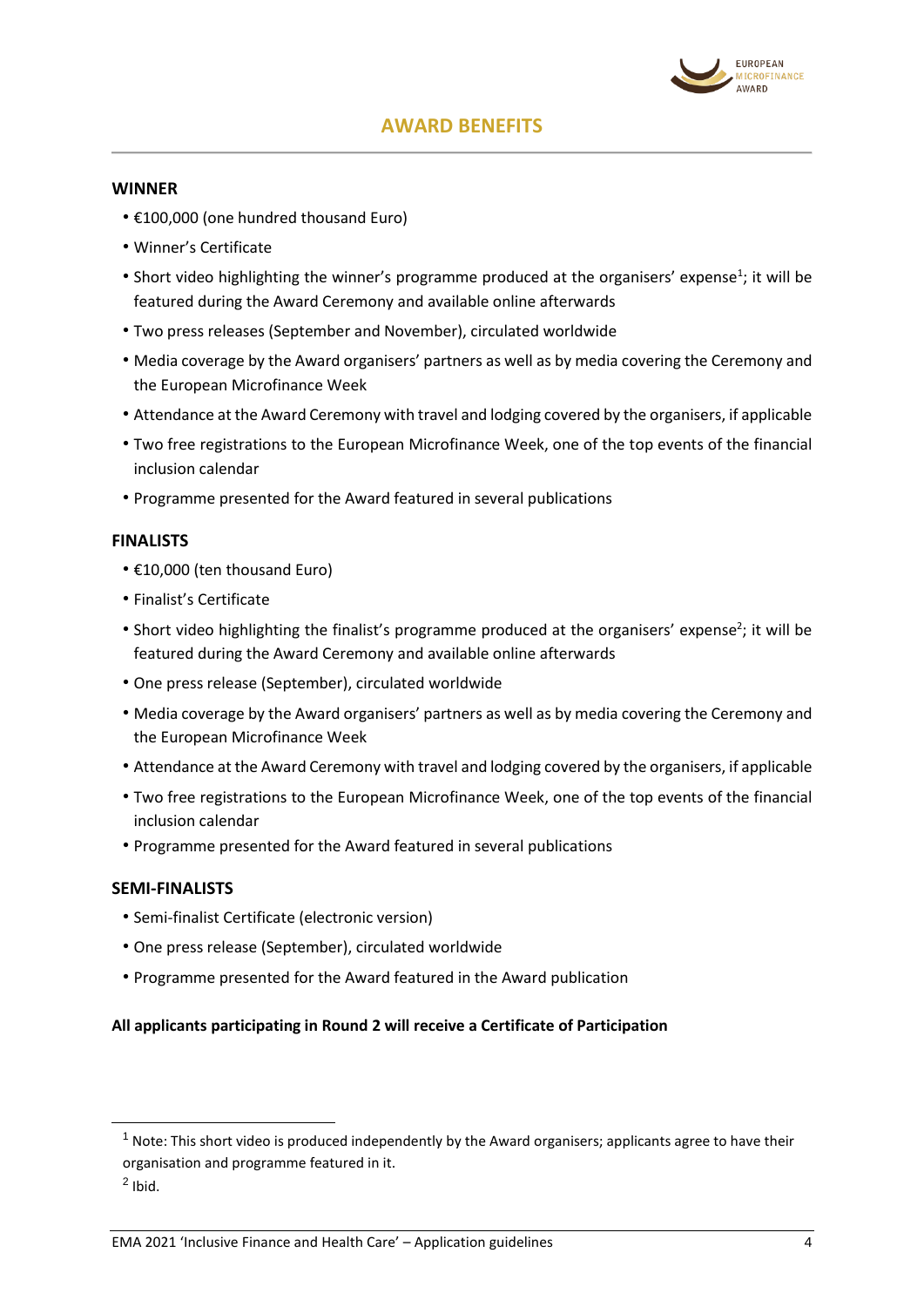## AWARD BENEFITS

### WINNER

- €100,000 (one hundred thousand Euro)
- Winner's Certificate
- Short video highlighting the winner's programme produced at the organisers' expense[1]; it will be featured during the Award Ceremony and available online afterwards
- Two press releases (September and November), circulated worldwide
- Media coverage by the Award organisers' partners as well as by media covering the Ceremony and the European Microfinance Week
- Attendance at the Award Ceremony with travel and lodging covered by the organisers, if applicable
- Two free registrations to the European Microfinance Week, one of the top events of the financial inclusion calendar
- Programme presented for the Award featured in several publications

### FINALISTS

- €10,000 (ten thousand Euro)
- Finalist's Certificate
- Short video highlighting the finalist's programme produced at the organisers' expense[2]; it will be featured during the Award Ceremony and available online afterwards
- One press release (September), circulated worldwide
- Media coverage by the Award organisers' partners as well as by media covering the Ceremony and the European Microfinance Week
- Attendance at the Award Ceremony with travel and lodging covered by the organisers, if applicable
- Two free registrations to the European Microfinance Week, one of the top events of the financial inclusion calendar
- Programme presented for the Award featured in several publications

### SEMI-FINALISTS

- Semi-finalist Certificate (electronic version)
- One press release (September), circulated worldwide
- Programme presented for the Award featured in the Award publication

**All applicants participating in Round 2 will receive a Certificate of Participation**

---

[1] Note: This short video is produced independently by the Award organisers; applicants agree to have their organisation and programme featured in it.

[2] Ibid.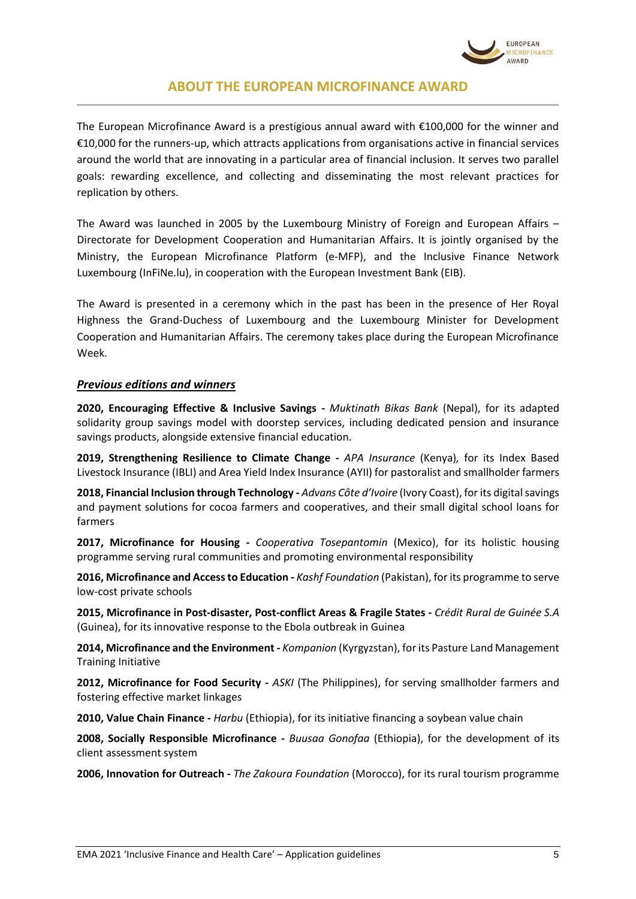## ABOUT THE EUROPEAN MICROFINANCE AWARD

The European Microfinance Award is a prestigious annual award with €100,000 for the winner and €10,000 for the runners-up, which attracts applications from organisations active in financial services around the world that are innovating in a particular area of financial inclusion. It serves two parallel goals: rewarding excellence, and collecting and disseminating the most relevant practices for replication by others.

The Award was launched in 2005 by the Luxembourg Ministry of Foreign and European Affairs – Directorate for Development Cooperation and Humanitarian Affairs. It is jointly organised by the Ministry, the European Microfinance Platform (e-MFP), and the Inclusive Finance Network Luxembourg (InFiNe.lu), in cooperation with the European Investment Bank (EIB).

The Award is presented in a ceremony which in the past has been in the presence of Her Royal Highness the Grand-Duchess of Luxembourg and the Luxembourg Minister for Development Cooperation and Humanitarian Affairs. The ceremony takes place during the European Microfinance Week.

### ***Previous editions and winners***

**2020, Encouraging Effective & Inclusive Savings -** *Muktinath Bikas Bank* (Nepal), for its adapted solidarity group savings model with doorstep services, including dedicated pension and insurance savings products, alongside extensive financial education.

**2019, Strengthening Resilience to Climate Change -** *APA Insurance* (Kenya), for its Index Based Livestock Insurance (IBLI) and Area Yield Index Insurance (AYII) for pastoralist and smallholder farmers

**2018, Financial Inclusion through Technology -** *Advans Côte d'Ivoire* (Ivory Coast), for its digital savings and payment solutions for cocoa farmers and cooperatives, and their small digital school loans for farmers

**2017, Microfinance for Housing -** *Cooperativa Tosepantomin* (Mexico), for its holistic housing programme serving rural communities and promoting environmental responsibility

**2016, Microfinance and Access to Education -** *Kashf Foundation* (Pakistan), for its programme to serve low-cost private schools

**2015, Microfinance in Post-disaster, Post-conflict Areas & Fragile States -** *Crédit Rural de Guinée S.A* (Guinea), for its innovative response to the Ebola outbreak in Guinea

**2014, Microfinance and the Environment -** *Kompanion* (Kyrgyzstan), for its Pasture Land Management Training Initiative

**2012, Microfinance for Food Security -** *ASKI* (The Philippines), for serving smallholder farmers and fostering effective market linkages

**2010, Value Chain Finance -** *Harbu* (Ethiopia), for its initiative financing a soybean value chain

**2008, Socially Responsible Microfinance -** *Buusaa Gonofaa* (Ethiopia), for the development of its client assessment system

**2006, Innovation for Outreach -** *The Zakoura Foundation* (Morocco), for its rural tourism programme